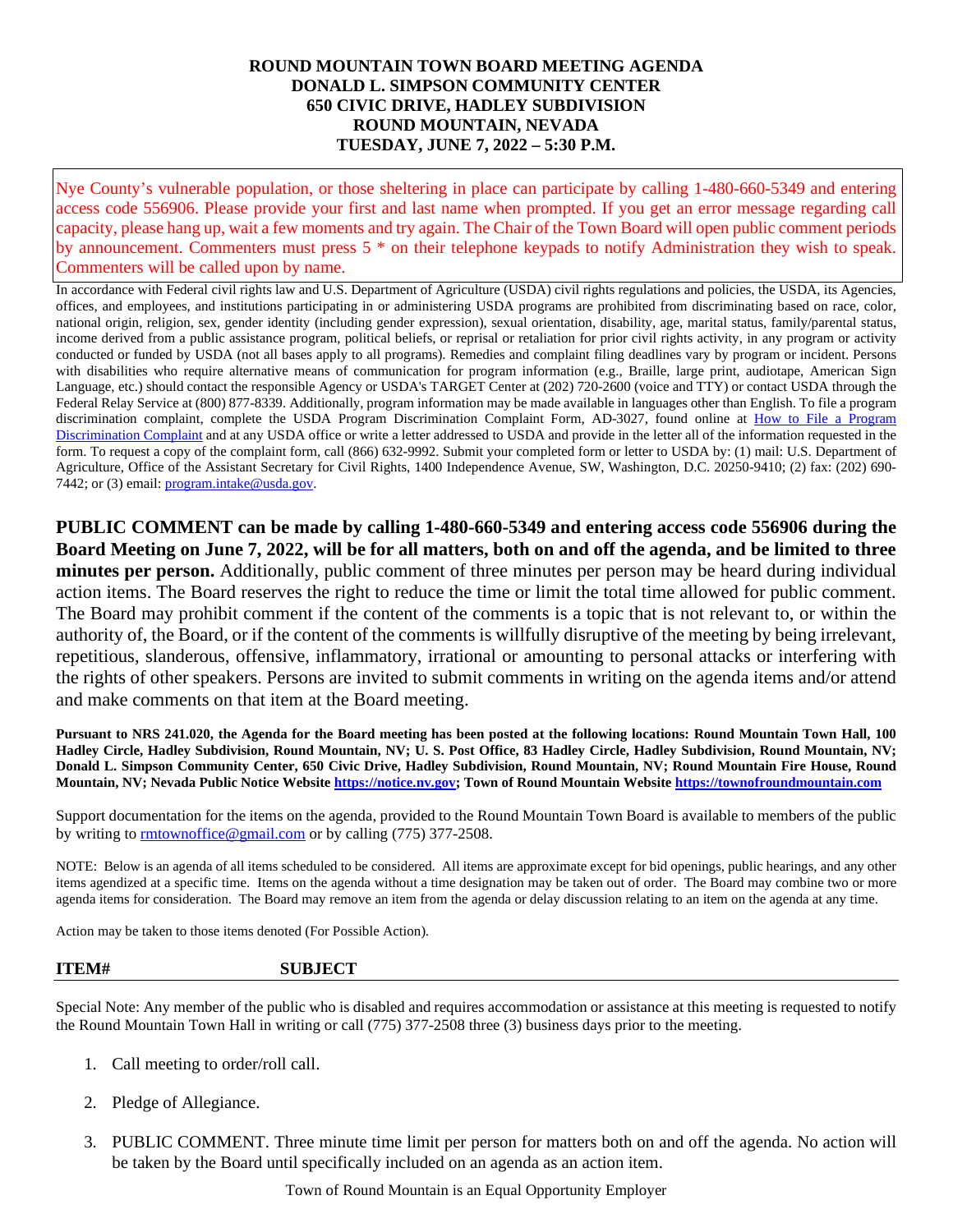**ROUND MOUNTAIN TOWN BOARD MEETING AGENDA**
**DONALD L. SIMPSON COMMUNITY CENTER**
**650 CIVIC DRIVE, HADLEY SUBDIVISION**
**ROUND MOUNTAIN, NEVADA**
**TUESDAY, JUNE 7, 2022 – 5:30 P.M.**

Nye County's vulnerable population, or those sheltering in place can participate by calling 1-480-660-5349 and entering access code 556906. Please provide your first and last name when prompted. If you get an error message regarding call capacity, please hang up, wait a few moments and try again. The Chair of the Town Board will open public comment periods by announcement. Commenters must press 5 * on their telephone keypads to notify Administration they wish to speak. Commenters will be called upon by name.

In accordance with Federal civil rights law and U.S. Department of Agriculture (USDA) civil rights regulations and policies, the USDA, its Agencies, offices, and employees, and institutions participating in or administering USDA programs are prohibited from discriminating based on race, color, national origin, religion, sex, gender identity (including gender expression), sexual orientation, disability, age, marital status, family/parental status, income derived from a public assistance program, political beliefs, or reprisal or retaliation for prior civil rights activity, in any program or activity conducted or funded by USDA (not all bases apply to all programs). Remedies and complaint filing deadlines vary by program or incident. Persons with disabilities who require alternative means of communication for program information (e.g., Braille, large print, audiotape, American Sign Language, etc.) should contact the responsible Agency or USDA's TARGET Center at (202) 720-2600 (voice and TTY) or contact USDA through the Federal Relay Service at (800) 877-8339. Additionally, program information may be made available in languages other than English. To file a program discrimination complaint, complete the USDA Program Discrimination Complaint Form, AD-3027, found online at How to File a Program Discrimination Complaint and at any USDA office or write a letter addressed to USDA and provide in the letter all of the information requested in the form. To request a copy of the complaint form, call (866) 632-9992. Submit your completed form or letter to USDA by: (1) mail: U.S. Department of Agriculture, Office of the Assistant Secretary for Civil Rights, 1400 Independence Avenue, SW, Washington, D.C. 20250-9410; (2) fax: (202) 690-7442; or (3) email: program.intake@usda.gov.

**PUBLIC COMMENT can be made by calling 1-480-660-5349 and entering access code 556906 during the Board Meeting on June 7, 2022, will be for all matters, both on and off the agenda, and be limited to three minutes per person.** Additionally, public comment of three minutes per person may be heard during individual action items. The Board reserves the right to reduce the time or limit the total time allowed for public comment. The Board may prohibit comment if the content of the comments is a topic that is not relevant to, or within the authority of, the Board, or if the content of the comments is willfully disruptive of the meeting by being irrelevant, repetitious, slanderous, offensive, inflammatory, irrational or amounting to personal attacks or interfering with the rights of other speakers. Persons are invited to submit comments in writing on the agenda items and/or attend and make comments on that item at the Board meeting.

**Pursuant to NRS 241.020, the Agenda for the Board meeting has been posted at the following locations: Round Mountain Town Hall, 100 Hadley Circle, Hadley Subdivision, Round Mountain, NV; U. S. Post Office, 83 Hadley Circle, Hadley Subdivision, Round Mountain, NV; Donald L. Simpson Community Center, 650 Civic Drive, Hadley Subdivision, Round Mountain, NV; Round Mountain Fire House, Round Mountain, NV; Nevada Public Notice Website https://notice.nv.gov; Town of Round Mountain Website https://townofroundmountain.com**

Support documentation for the items on the agenda, provided to the Round Mountain Town Board is available to members of the public by writing to rmtownoffice@gmail.com or by calling (775) 377-2508.

NOTE: Below is an agenda of all items scheduled to be considered. All items are approximate except for bid openings, public hearings, and any other items agendized at a specific time. Items on the agenda without a time designation may be taken out of order. The Board may combine two or more agenda items for consideration. The Board may remove an item from the agenda or delay discussion relating to an item on the agenda at any time.

Action may be taken to those items denoted (For Possible Action).

| **ITEM#** | **SUBJECT** |
|---|---|

Special Note: Any member of the public who is disabled and requires accommodation or assistance at this meeting is requested to notify the Round Mountain Town Hall in writing or call (775) 377-2508 three (3) business days prior to the meeting.

1. Call meeting to order/roll call.

2. Pledge of Allegiance.

3. PUBLIC COMMENT. Three minute time limit per person for matters both on and off the agenda. No action will be taken by the Board until specifically included on an agenda as an action item.

Town of Round Mountain is an Equal Opportunity Employer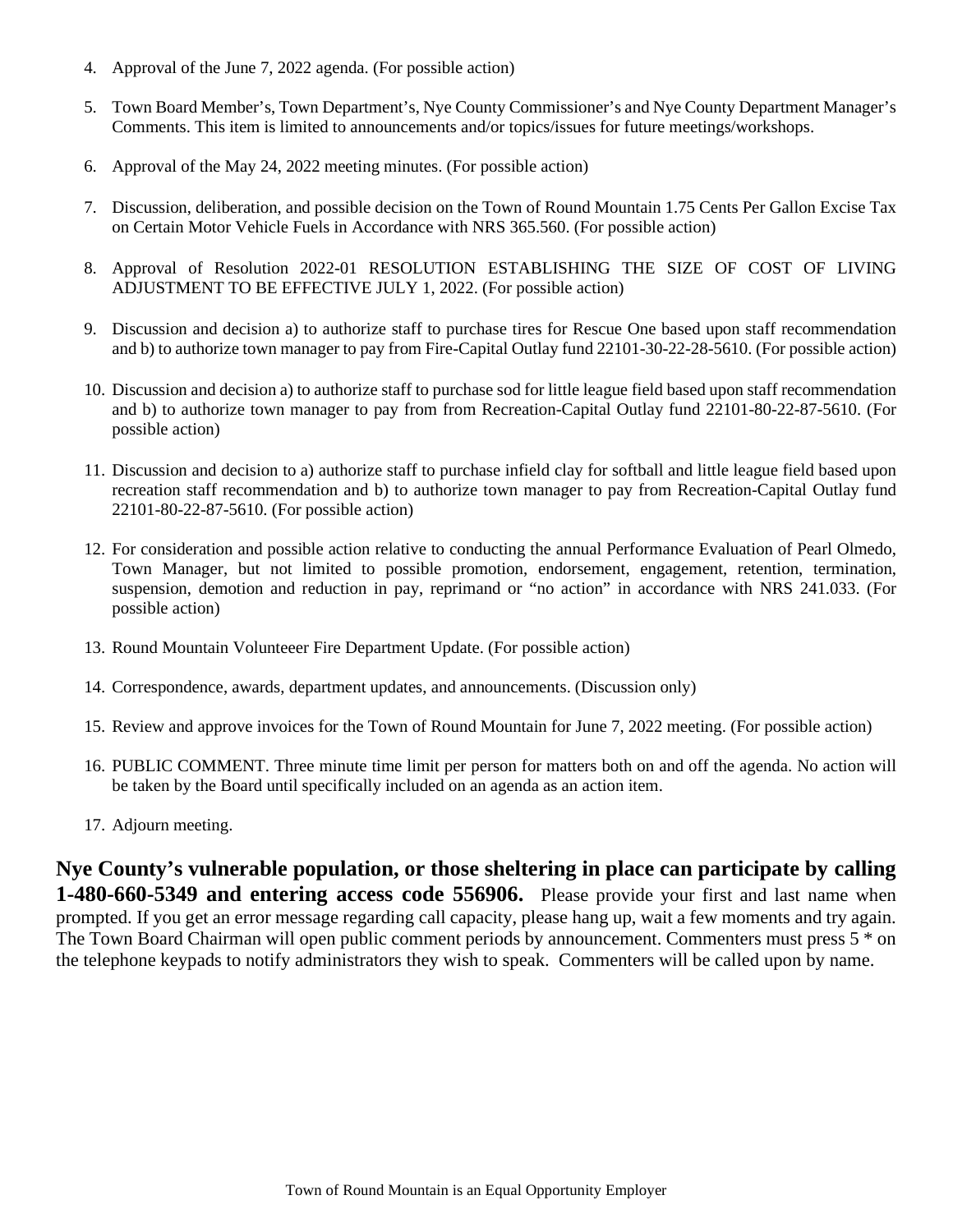4. Approval of the June 7, 2022 agenda. (For possible action)

5. Town Board Member's, Town Department's, Nye County Commissioner's and Nye County Department Manager's Comments. This item is limited to announcements and/or topics/issues for future meetings/workshops.

6. Approval of the May 24, 2022 meeting minutes. (For possible action)

7. Discussion, deliberation, and possible decision on the Town of Round Mountain 1.75 Cents Per Gallon Excise Tax on Certain Motor Vehicle Fuels in Accordance with NRS 365.560. (For possible action)

8. Approval of Resolution 2022-01 RESOLUTION ESTABLISHING THE SIZE OF COST OF LIVING ADJUSTMENT TO BE EFFECTIVE JULY 1, 2022. (For possible action)

9. Discussion and decision a) to authorize staff to purchase tires for Rescue One based upon staff recommendation and b) to authorize town manager to pay from Fire-Capital Outlay fund 22101-30-22-28-5610. (For possible action)

10. Discussion and decision a) to authorize staff to purchase sod for little league field based upon staff recommendation and b) to authorize town manager to pay from from Recreation-Capital Outlay fund 22101-80-22-87-5610. (For possible action)

11. Discussion and decision to a) authorize staff to purchase infield clay for softball and little league field based upon recreation staff recommendation and b) to authorize town manager to pay from Recreation-Capital Outlay fund 22101-80-22-87-5610. (For possible action)

12. For consideration and possible action relative to conducting the annual Performance Evaluation of Pearl Olmedo, Town Manager, but not limited to possible promotion, endorsement, engagement, retention, termination, suspension, demotion and reduction in pay, reprimand or "no action" in accordance with NRS 241.033. (For possible action)

13. Round Mountain Volunteeer Fire Department Update. (For possible action)

14. Correspondence, awards, department updates, and announcements. (Discussion only)

15. Review and approve invoices for the Town of Round Mountain for June 7, 2022 meeting. (For possible action)

16. PUBLIC COMMENT. Three minute time limit per person for matters both on and off the agenda. No action will be taken by the Board until specifically included on an agenda as an action item.

17. Adjourn meeting.

**Nye County's vulnerable population, or those sheltering in place can participate by calling 1-480-660-5349 and entering access code 556906.** Please provide your first and last name when prompted. If you get an error message regarding call capacity, please hang up, wait a few moments and try again. The Town Board Chairman will open public comment periods by announcement. Commenters must press 5 * on the telephone keypads to notify administrators they wish to speak. Commenters will be called upon by name.

Town of Round Mountain is an Equal Opportunity Employer